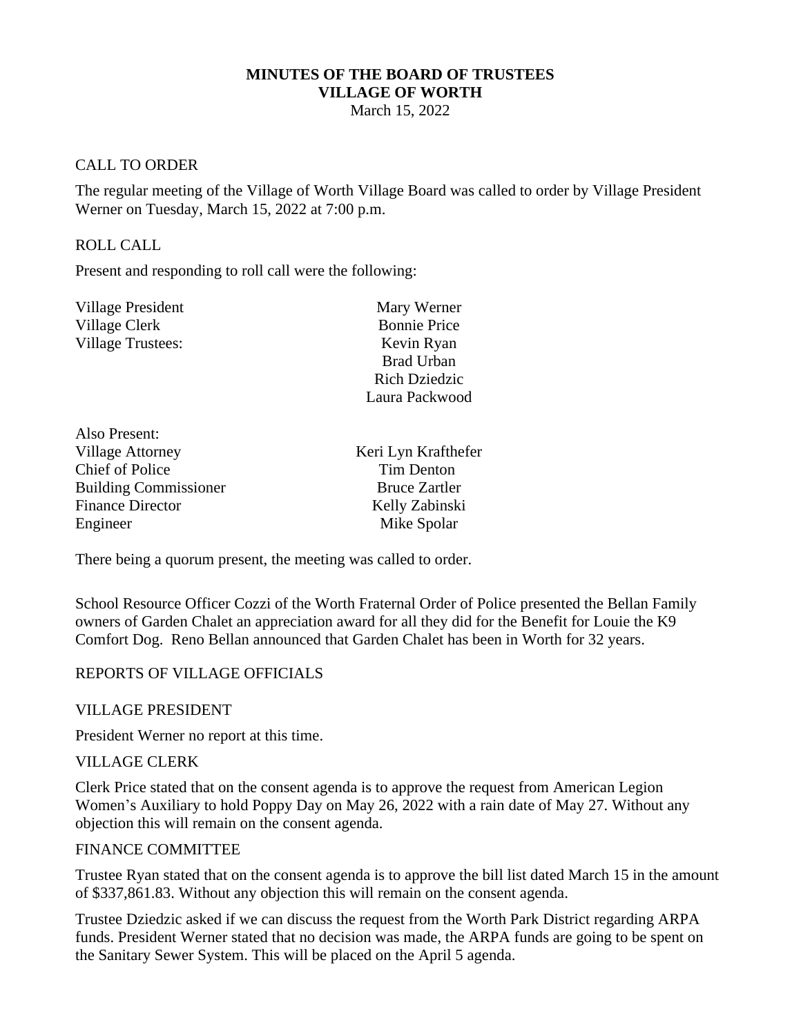# MINUTES OF THE BOARD OF TRUSTEES
# VILLAGE OF WORTH

March 15, 2022

## CALL TO ORDER

The regular meeting of the Village of Worth Village Board was called to order by Village President Werner on Tuesday, March 15, 2022 at 7:00 p.m.

## ROLL CALL

Present and responding to roll call were the following:

| | |
|---|---|
| Village President | Mary Werner |
| Village Clerk | Bonnie Price |
| Village Trustees: | Kevin Ryan |
| | Brad Urban |
| | Rich Dziedzic |
| | Laura Packwood |

Also Present:

| | |
|---|---|
| Village Attorney | Keri Lyn Krafthefer |
| Chief of Police | Tim Denton |
| Building Commissioner | Bruce Zartler |
| Finance Director | Kelly Zabinski |
| Engineer | Mike Spolar |

There being a quorum present, the meeting was called to order.

School Resource Officer Cozzi of the Worth Fraternal Order of Police presented the Bellan Family owners of Garden Chalet an appreciation award for all they did for the Benefit for Louie the K9 Comfort Dog. Reno Bellan announced that Garden Chalet has been in Worth for 32 years.

## REPORTS OF VILLAGE OFFICIALS

### VILLAGE PRESIDENT

President Werner no report at this time.

### VILLAGE CLERK

Clerk Price stated that on the consent agenda is to approve the request from American Legion Women's Auxiliary to hold Poppy Day on May 26, 2022 with a rain date of May 27. Without any objection this will remain on the consent agenda.

### FINANCE COMMITTEE

Trustee Ryan stated that on the consent agenda is to approve the bill list dated March 15 in the amount of $337,861.83. Without any objection this will remain on the consent agenda.

Trustee Dziedzic asked if we can discuss the request from the Worth Park District regarding ARPA funds. President Werner stated that no decision was made, the ARPA funds are going to be spent on the Sanitary Sewer System. This will be placed on the April 5 agenda.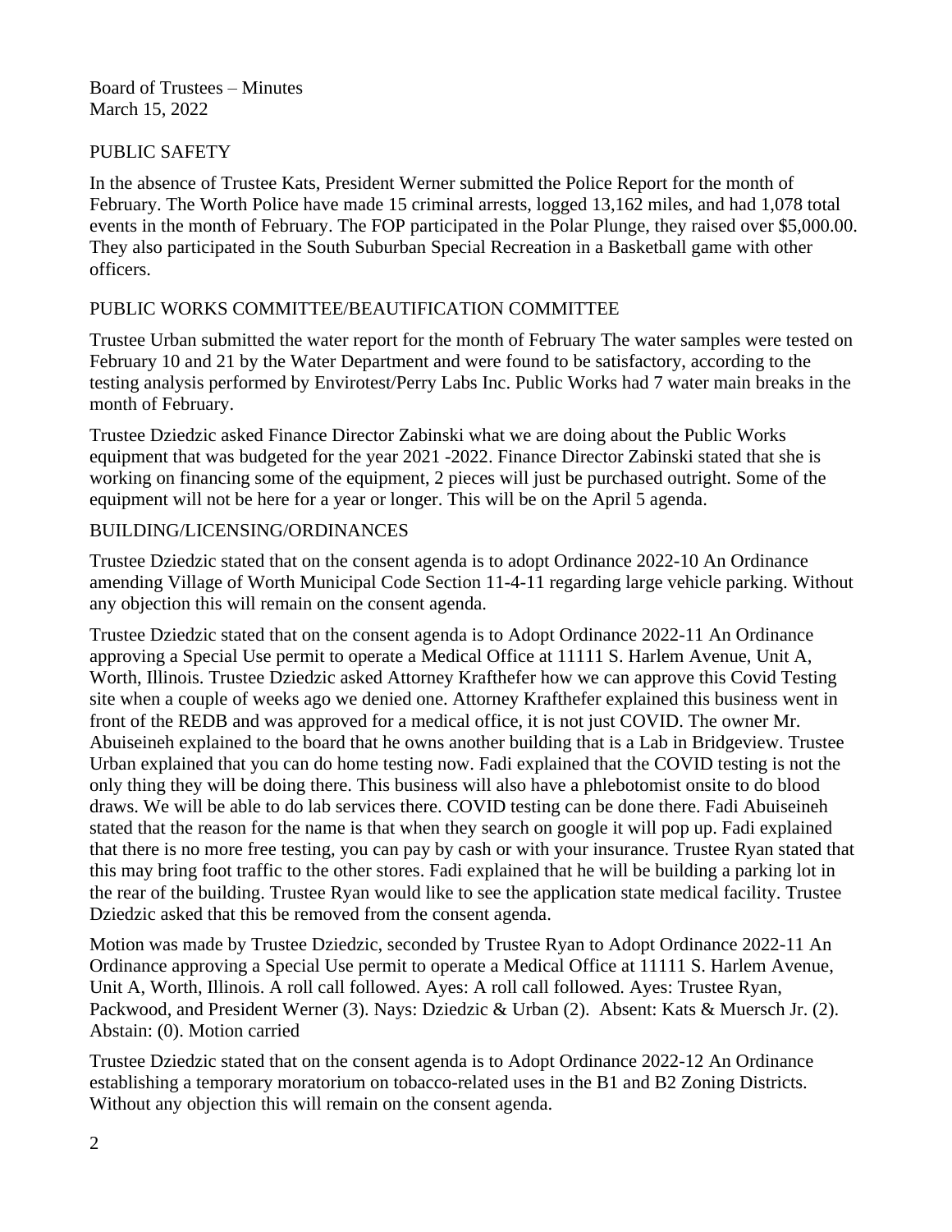Board of Trustees – Minutes
March 15, 2022

## PUBLIC SAFETY

In the absence of Trustee Kats, President Werner submitted the Police Report for the month of February. The Worth Police have made 15 criminal arrests, logged 13,162 miles, and had 1,078 total events in the month of February. The FOP participated in the Polar Plunge, they raised over $5,000.00. They also participated in the South Suburban Special Recreation in a Basketball game with other officers.

## PUBLIC WORKS COMMITTEE/BEAUTIFICATION COMMITTEE

Trustee Urban submitted the water report for the month of February The water samples were tested on February 10 and 21 by the Water Department and were found to be satisfactory, according to the testing analysis performed by Envirotest/Perry Labs Inc. Public Works had 7 water main breaks in the month of February.

Trustee Dziedzic asked Finance Director Zabinski what we are doing about the Public Works equipment that was budgeted for the year 2021 -2022. Finance Director Zabinski stated that she is working on financing some of the equipment, 2 pieces will just be purchased outright. Some of the equipment will not be here for a year or longer. This will be on the April 5 agenda.

## BUILDING/LICENSING/ORDINANCES

Trustee Dziedzic stated that on the consent agenda is to adopt Ordinance 2022-10 An Ordinance amending Village of Worth Municipal Code Section 11-4-11 regarding large vehicle parking. Without any objection this will remain on the consent agenda.

Trustee Dziedzic stated that on the consent agenda is to Adopt Ordinance 2022-11 An Ordinance approving a Special Use permit to operate a Medical Office at 11111 S. Harlem Avenue, Unit A, Worth, Illinois. Trustee Dziedzic asked Attorney Krafthefer how we can approve this Covid Testing site when a couple of weeks ago we denied one. Attorney Krafthefer explained this business went in front of the REDB and was approved for a medical office, it is not just COVID. The owner Mr. Abuiseineh explained to the board that he owns another building that is a Lab in Bridgeview. Trustee Urban explained that you can do home testing now. Fadi explained that the COVID testing is not the only thing they will be doing there. This business will also have a phlebotomist onsite to do blood draws. We will be able to do lab services there. COVID testing can be done there. Fadi Abuiseineh stated that the reason for the name is that when they search on google it will pop up. Fadi explained that there is no more free testing, you can pay by cash or with your insurance. Trustee Ryan stated that this may bring foot traffic to the other stores. Fadi explained that he will be building a parking lot in the rear of the building. Trustee Ryan would like to see the application state medical facility. Trustee Dziedzic asked that this be removed from the consent agenda.

Motion was made by Trustee Dziedzic, seconded by Trustee Ryan to Adopt Ordinance 2022-11 An Ordinance approving a Special Use permit to operate a Medical Office at 11111 S. Harlem Avenue, Unit A, Worth, Illinois. A roll call followed. Ayes: A roll call followed. Ayes: Trustee Ryan, Packwood, and President Werner (3). Nays: Dziedzic & Urban (2). Absent: Kats & Muersch Jr. (2). Abstain: (0). Motion carried

Trustee Dziedzic stated that on the consent agenda is to Adopt Ordinance 2022-12 An Ordinance establishing a temporary moratorium on tobacco-related uses in the B1 and B2 Zoning Districts. Without any objection this will remain on the consent agenda.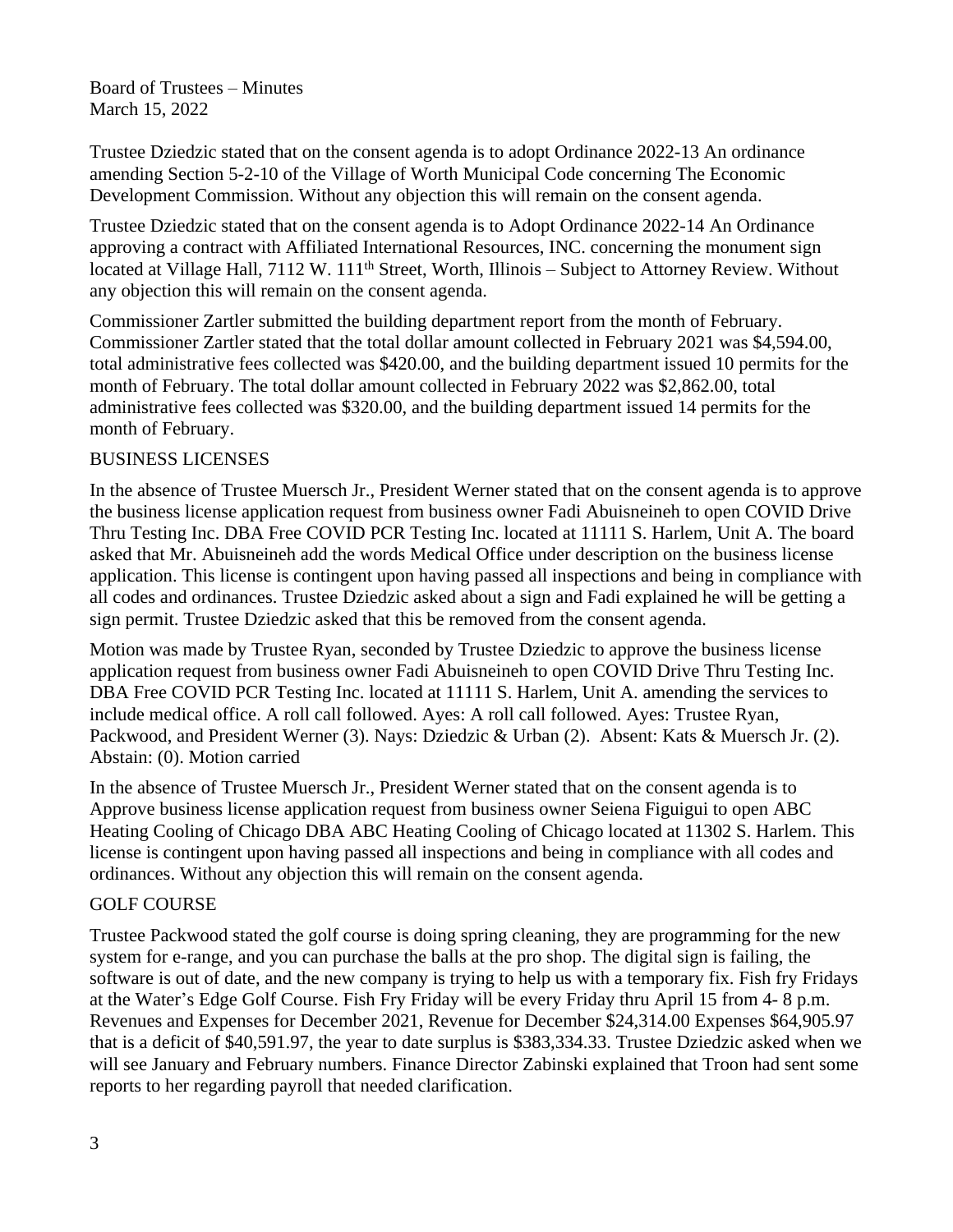Trustee Dziedzic stated that on the consent agenda is to adopt Ordinance 2022-13 An ordinance amending Section 5-2-10 of the Village of Worth Municipal Code concerning The Economic Development Commission. Without any objection this will remain on the consent agenda.

Trustee Dziedzic stated that on the consent agenda is to Adopt Ordinance 2022-14 An Ordinance approving a contract with Affiliated International Resources, INC. concerning the monument sign located at Village Hall, 7112 W. 111th Street, Worth, Illinois – Subject to Attorney Review. Without any objection this will remain on the consent agenda.

Commissioner Zartler submitted the building department report from the month of February. Commissioner Zartler stated that the total dollar amount collected in February 2021 was $4,594.00, total administrative fees collected was $420.00, and the building department issued 10 permits for the month of February. The total dollar amount collected in February 2022 was $2,862.00, total administrative fees collected was $320.00, and the building department issued 14 permits for the month of February.

BUSINESS LICENSES

In the absence of Trustee Muersch Jr., President Werner stated that on the consent agenda is to approve the business license application request from business owner Fadi Abuisneineh to open COVID Drive Thru Testing Inc. DBA Free COVID PCR Testing Inc. located at 11111 S. Harlem, Unit A. The board asked that Mr. Abuisneineh add the words Medical Office under description on the business license application. This license is contingent upon having passed all inspections and being in compliance with all codes and ordinances. Trustee Dziedzic asked about a sign and Fadi explained he will be getting a sign permit. Trustee Dziedzic asked that this be removed from the consent agenda.

Motion was made by Trustee Ryan, seconded by Trustee Dziedzic to approve the business license application request from business owner Fadi Abuisneineh to open COVID Drive Thru Testing Inc. DBA Free COVID PCR Testing Inc. located at 11111 S. Harlem, Unit A. amending the services to include medical office. A roll call followed. Ayes: A roll call followed. Ayes: Trustee Ryan, Packwood, and President Werner (3). Nays: Dziedzic & Urban (2). Absent: Kats & Muersch Jr. (2). Abstain: (0). Motion carried

In the absence of Trustee Muersch Jr., President Werner stated that on the consent agenda is to Approve business license application request from business owner Seiena Figuigui to open ABC Heating Cooling of Chicago DBA ABC Heating Cooling of Chicago located at 11302 S. Harlem. This license is contingent upon having passed all inspections and being in compliance with all codes and ordinances. Without any objection this will remain on the consent agenda.

GOLF COURSE

Trustee Packwood stated the golf course is doing spring cleaning, they are programming for the new system for e-range, and you can purchase the balls at the pro shop. The digital sign is failing, the software is out of date, and the new company is trying to help us with a temporary fix. Fish fry Fridays at the Water's Edge Golf Course. Fish Fry Friday will be every Friday thru April 15 from 4- 8 p.m. Revenues and Expenses for December 2021, Revenue for December $24,314.00 Expenses $64,905.97 that is a deficit of $40,591.97, the year to date surplus is $383,334.33. Trustee Dziedzic asked when we will see January and February numbers. Finance Director Zabinski explained that Troon had sent some reports to her regarding payroll that needed clarification.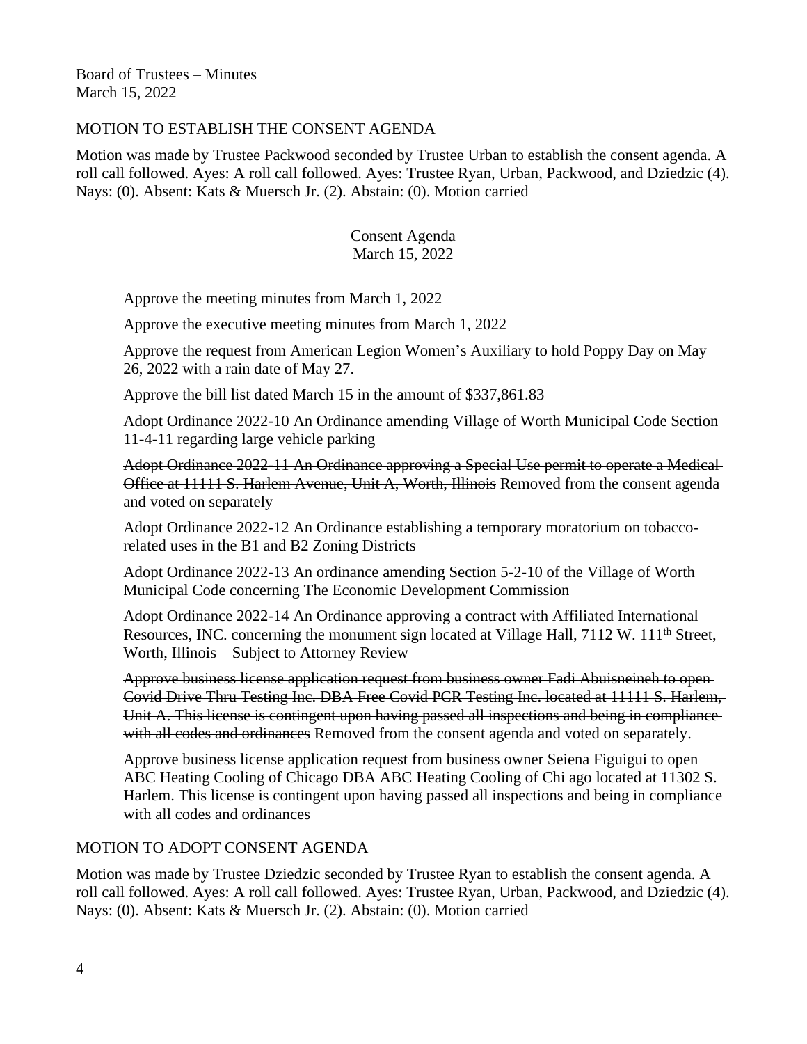Board of Trustees – Minutes
March 15, 2022

MOTION TO ESTABLISH THE CONSENT AGENDA

Motion was made by Trustee Packwood seconded by Trustee Urban to establish the consent agenda. A roll call followed. Ayes: A roll call followed. Ayes: Trustee Ryan, Urban, Packwood, and Dziedzic (4). Nays: (0). Absent: Kats & Muersch Jr. (2). Abstain: (0). Motion carried

Consent Agenda
March 15, 2022

Approve the meeting minutes from March 1, 2022

Approve the executive meeting minutes from March 1, 2022

Approve the request from American Legion Women's Auxiliary to hold Poppy Day on May 26, 2022 with a rain date of May 27.

Approve the bill list dated March 15 in the amount of $337,861.83

Adopt Ordinance 2022-10 An Ordinance amending Village of Worth Municipal Code Section 11-4-11 regarding large vehicle parking

~~Adopt Ordinance 2022-11 An Ordinance approving a Special Use permit to operate a Medical Office at 11111 S. Harlem Avenue, Unit A, Worth, Illinois~~ Removed from the consent agenda and voted on separately

Adopt Ordinance 2022-12 An Ordinance establishing a temporary moratorium on tobacco-related uses in the B1 and B2 Zoning Districts

Adopt Ordinance 2022-13 An ordinance amending Section 5-2-10 of the Village of Worth Municipal Code concerning The Economic Development Commission

Adopt Ordinance 2022-14 An Ordinance approving a contract with Affiliated International Resources, INC. concerning the monument sign located at Village Hall, 7112 W. 111th Street, Worth, Illinois – Subject to Attorney Review

~~Approve business license application request from business owner Fadi Abuisneineh to open Covid Drive Thru Testing Inc. DBA Free Covid PCR Testing Inc. located at 11111 S. Harlem, Unit A. This license is contingent upon having passed all inspections and being in compliance with all codes and ordinances~~ Removed from the consent agenda and voted on separately.

Approve business license application request from business owner Seiena Figuigui to open ABC Heating Cooling of Chicago DBA ABC Heating Cooling of Chi ago located at 11302 S. Harlem. This license is contingent upon having passed all inspections and being in compliance with all codes and ordinances

MOTION TO ADOPT CONSENT AGENDA

Motion was made by Trustee Dziedzic seconded by Trustee Ryan to establish the consent agenda. A roll call followed. Ayes: A roll call followed. Ayes: Trustee Ryan, Urban, Packwood, and Dziedzic (4). Nays: (0). Absent: Kats & Muersch Jr. (2). Abstain: (0). Motion carried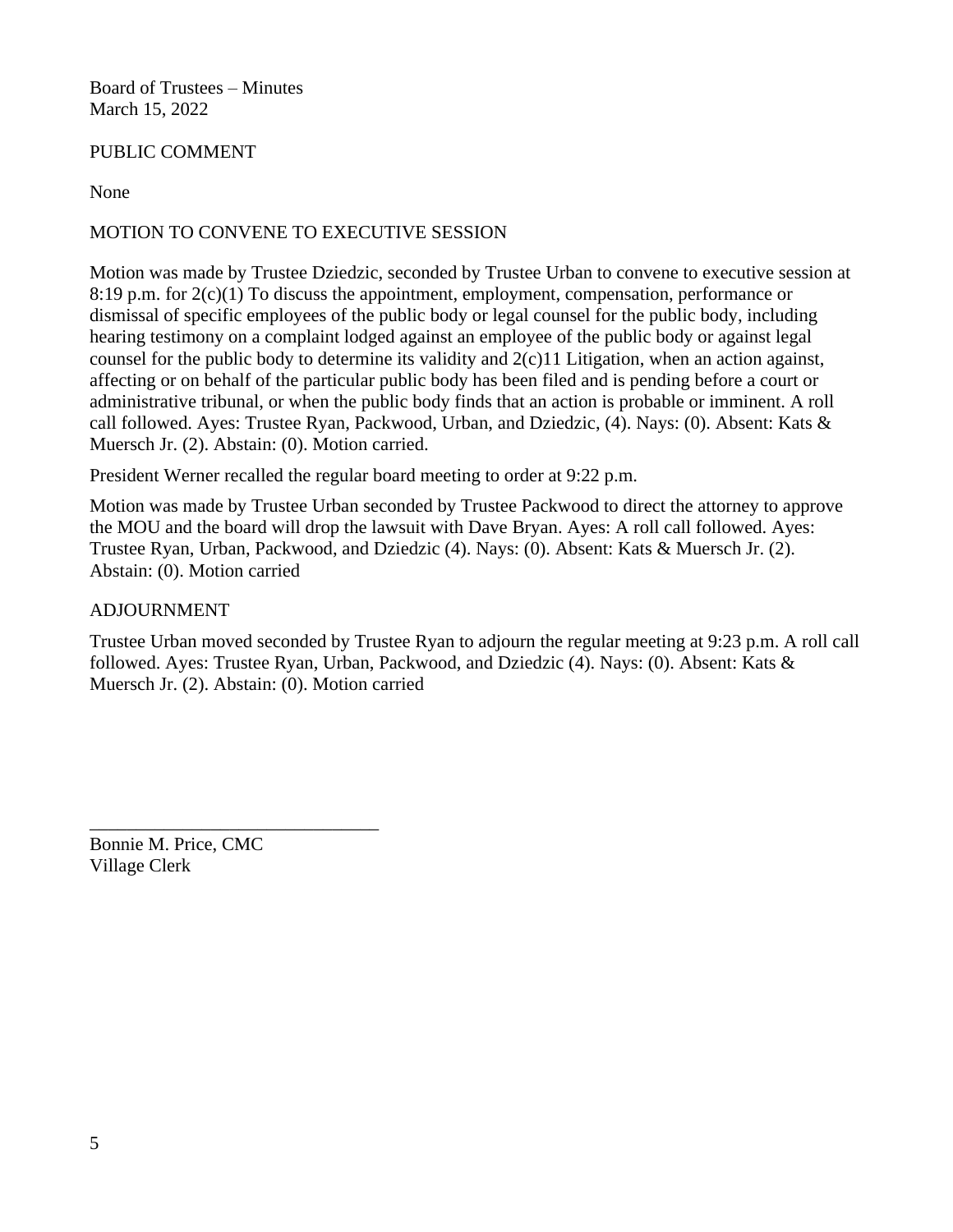Board of Trustees – Minutes
March 15, 2022

PUBLIC COMMENT

None

MOTION TO CONVENE TO EXECUTIVE SESSION

Motion was made by Trustee Dziedzic, seconded by Trustee Urban to convene to executive session at 8:19 p.m. for 2(c)(1) To discuss the appointment, employment, compensation, performance or dismissal of specific employees of the public body or legal counsel for the public body, including hearing testimony on a complaint lodged against an employee of the public body or against legal counsel for the public body to determine its validity and 2(c)11 Litigation, when an action against, affecting or on behalf of the particular public body has been filed and is pending before a court or administrative tribunal, or when the public body finds that an action is probable or imminent. A roll call followed. Ayes: Trustee Ryan, Packwood, Urban, and Dziedzic, (4). Nays: (0). Absent: Kats & Muersch Jr. (2). Abstain: (0). Motion carried.

President Werner recalled the regular board meeting to order at 9:22 p.m.

Motion was made by Trustee Urban seconded by Trustee Packwood to direct the attorney to approve the MOU and the board will drop the lawsuit with Dave Bryan. Ayes: A roll call followed. Ayes: Trustee Ryan, Urban, Packwood, and Dziedzic (4). Nays: (0). Absent: Kats & Muersch Jr. (2). Abstain: (0). Motion carried

ADJOURNMENT

Trustee Urban moved seconded by Trustee Ryan to adjourn the regular meeting at 9:23 p.m. A roll call followed. Ayes: Trustee Ryan, Urban, Packwood, and Dziedzic (4). Nays: (0). Absent: Kats & Muersch Jr. (2). Abstain: (0). Motion carried

_______________________________
Bonnie M. Price, CMC
Village Clerk